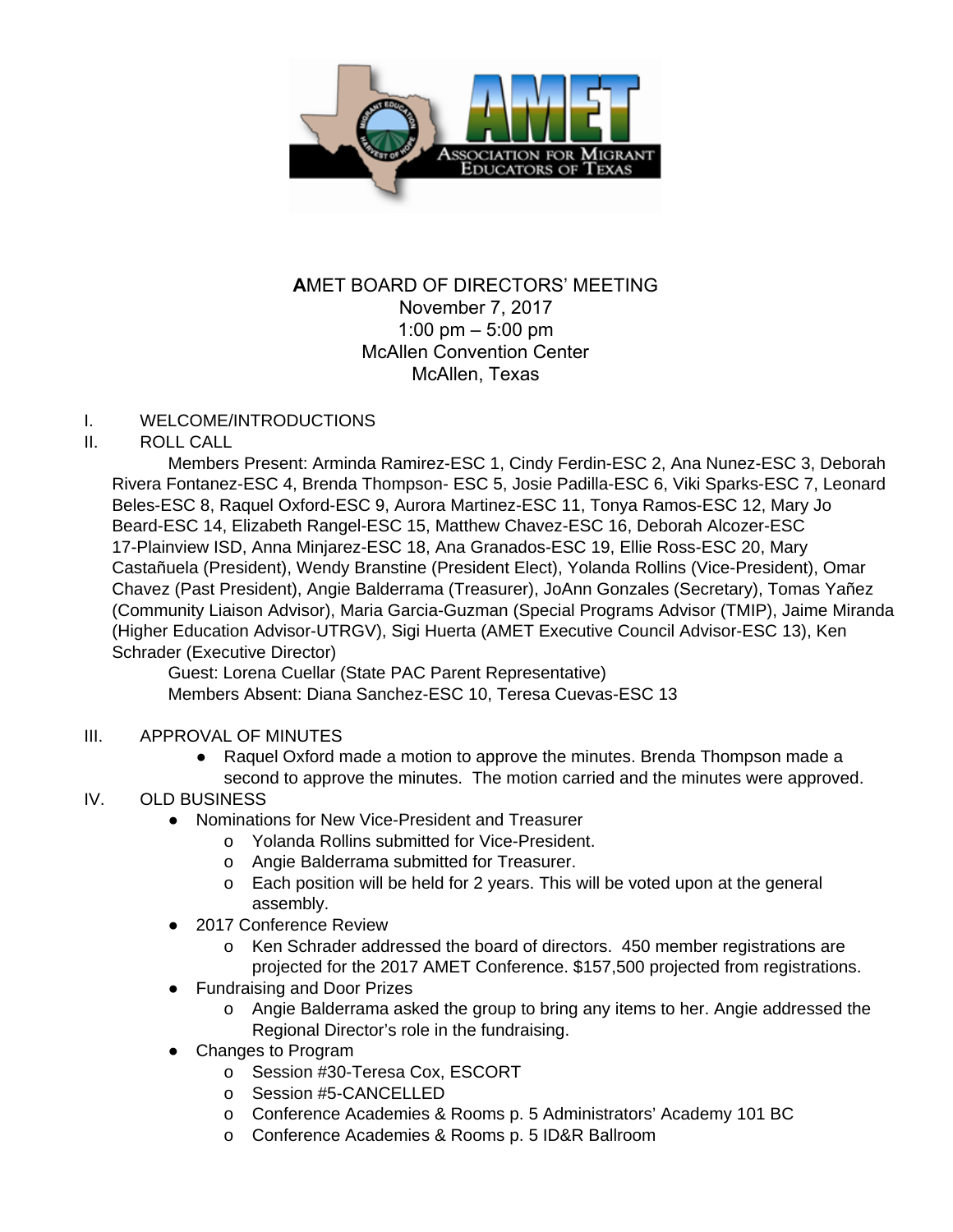# AMET BOARD OF DIRECTORS' MEETING

November 7, 2017
1:00 pm – 5:00 pm
McAllen Convention Center
McAllen, Texas

I. WELCOME/INTRODUCTIONS

II. ROLL CALL

Members Present: Arminda Ramirez-ESC 1, Cindy Ferdin-ESC 2, Ana Nunez-ESC 3, Deborah Rivera Fontanez-ESC 4, Brenda Thompson- ESC 5, Josie Padilla-ESC 6, Viki Sparks-ESC 7, Leonard Beles-ESC 8, Raquel Oxford-ESC 9, Aurora Martinez-ESC 11, Tonya Ramos-ESC 12, Mary Jo Beard-ESC 14, Elizabeth Rangel-ESC 15, Matthew Chavez-ESC 16, Deborah Alcozer-ESC 17-Plainview ISD, Anna Minjarez-ESC 18, Ana Granados-ESC 19, Ellie Ross-ESC 20, Mary Castañuela (President), Wendy Branstine (President Elect), Yolanda Rollins (Vice-President), Omar Chavez (Past President), Angie Balderrama (Treasurer), JoAnn Gonzales (Secretary), Tomas Yañez (Community Liaison Advisor), Maria Garcia-Guzman (Special Programs Advisor (TMIP), Jaime Miranda (Higher Education Advisor-UTRGV), Sigi Huerta (AMET Executive Council Advisor-ESC 13), Ken Schrader (Executive Director)

Guest: Lorena Cuellar (State PAC Parent Representative)

Members Absent: Diana Sanchez-ESC 10, Teresa Cuevas-ESC 13

III. APPROVAL OF MINUTES

- Raquel Oxford made a motion to approve the minutes. Brenda Thompson made a second to approve the minutes. The motion carried and the minutes were approved.

IV. OLD BUSINESS

- Nominations for New Vice-President and Treasurer
  - Yolanda Rollins submitted for Vice-President.
  - Angie Balderrama submitted for Treasurer.
  - Each position will be held for 2 years. This will be voted upon at the general assembly.
- 2017 Conference Review
  - Ken Schrader addressed the board of directors. 450 member registrations are projected for the 2017 AMET Conference. $157,500 projected from registrations.
- Fundraising and Door Prizes
  - Angie Balderrama asked the group to bring any items to her. Angie addressed the Regional Director's role in the fundraising.
- Changes to Program
  - Session #30-Teresa Cox, ESCORT
  - Session #5-CANCELLED
  - Conference Academies & Rooms p. 5 Administrators' Academy 101 BC
  - Conference Academies & Rooms p. 5 ID&R Ballroom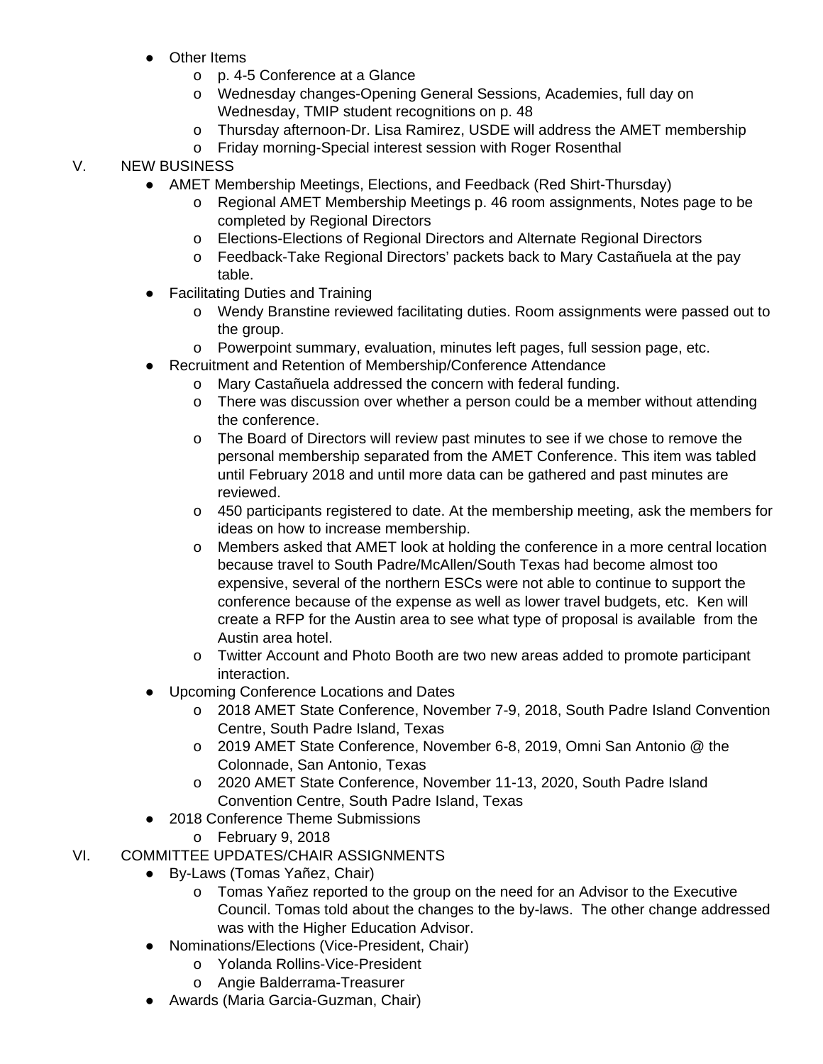- Other Items
  - p. 4-5 Conference at a Glance
  - Wednesday changes-Opening General Sessions, Academies, full day on Wednesday, TMIP student recognitions on p. 48
  - Thursday afternoon-Dr. Lisa Ramirez, USDE will address the AMET membership
  - Friday morning-Special interest session with Roger Rosenthal

V. NEW BUSINESS

- AMET Membership Meetings, Elections, and Feedback (Red Shirt-Thursday)
  - Regional AMET Membership Meetings p. 46 room assignments, Notes page to be completed by Regional Directors
  - Elections-Elections of Regional Directors and Alternate Regional Directors
  - Feedback-Take Regional Directors' packets back to Mary Castañuela at the pay table.
- Facilitating Duties and Training
  - Wendy Branstine reviewed facilitating duties. Room assignments were passed out to the group.
  - Powerpoint summary, evaluation, minutes left pages, full session page, etc.
- Recruitment and Retention of Membership/Conference Attendance
  - Mary Castañuela addressed the concern with federal funding.
  - There was discussion over whether a person could be a member without attending the conference.
  - The Board of Directors will review past minutes to see if we chose to remove the personal membership separated from the AMET Conference. This item was tabled until February 2018 and until more data can be gathered and past minutes are reviewed.
  - 450 participants registered to date. At the membership meeting, ask the members for ideas on how to increase membership.
  - Members asked that AMET look at holding the conference in a more central location because travel to South Padre/McAllen/South Texas had become almost too expensive, several of the northern ESCs were not able to continue to support the conference because of the expense as well as lower travel budgets, etc. Ken will create a RFP for the Austin area to see what type of proposal is available from the Austin area hotel.
  - Twitter Account and Photo Booth are two new areas added to promote participant interaction.
- Upcoming Conference Locations and Dates
  - 2018 AMET State Conference, November 7-9, 2018, South Padre Island Convention Centre, South Padre Island, Texas
  - 2019 AMET State Conference, November 6-8, 2019, Omni San Antonio @ the Colonnade, San Antonio, Texas
  - 2020 AMET State Conference, November 11-13, 2020, South Padre Island Convention Centre, South Padre Island, Texas
- 2018 Conference Theme Submissions
  - February 9, 2018

VI. COMMITTEE UPDATES/CHAIR ASSIGNMENTS

- By-Laws (Tomas Yañez, Chair)
  - Tomas Yañez reported to the group on the need for an Advisor to the Executive Council. Tomas told about the changes to the by-laws. The other change addressed was with the Higher Education Advisor.
- Nominations/Elections (Vice-President, Chair)
  - Yolanda Rollins-Vice-President
  - Angie Balderrama-Treasurer
- Awards (Maria Garcia-Guzman, Chair)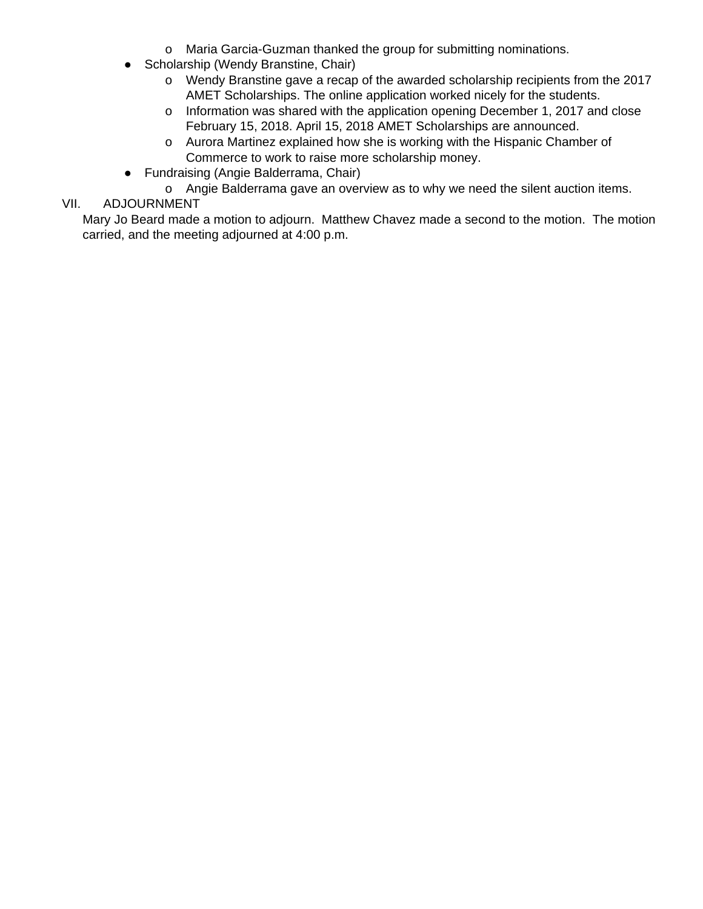- Maria Garcia-Guzman thanked the group for submitting nominations.
- Scholarship (Wendy Branstine, Chair)
    - Wendy Branstine gave a recap of the awarded scholarship recipients from the 2017 AMET Scholarships. The online application worked nicely for the students.
    - Information was shared with the application opening December 1, 2017 and close February 15, 2018. April 15, 2018 AMET Scholarships are announced.
    - Aurora Martinez explained how she is working with the Hispanic Chamber of Commerce to work to raise more scholarship money.
- Fundraising (Angie Balderrama, Chair)
    - Angie Balderrama gave an overview as to why we need the silent auction items.

VII. ADJOURNMENT

Mary Jo Beard made a motion to adjourn. Matthew Chavez made a second to the motion. The motion carried, and the meeting adjourned at 4:00 p.m.